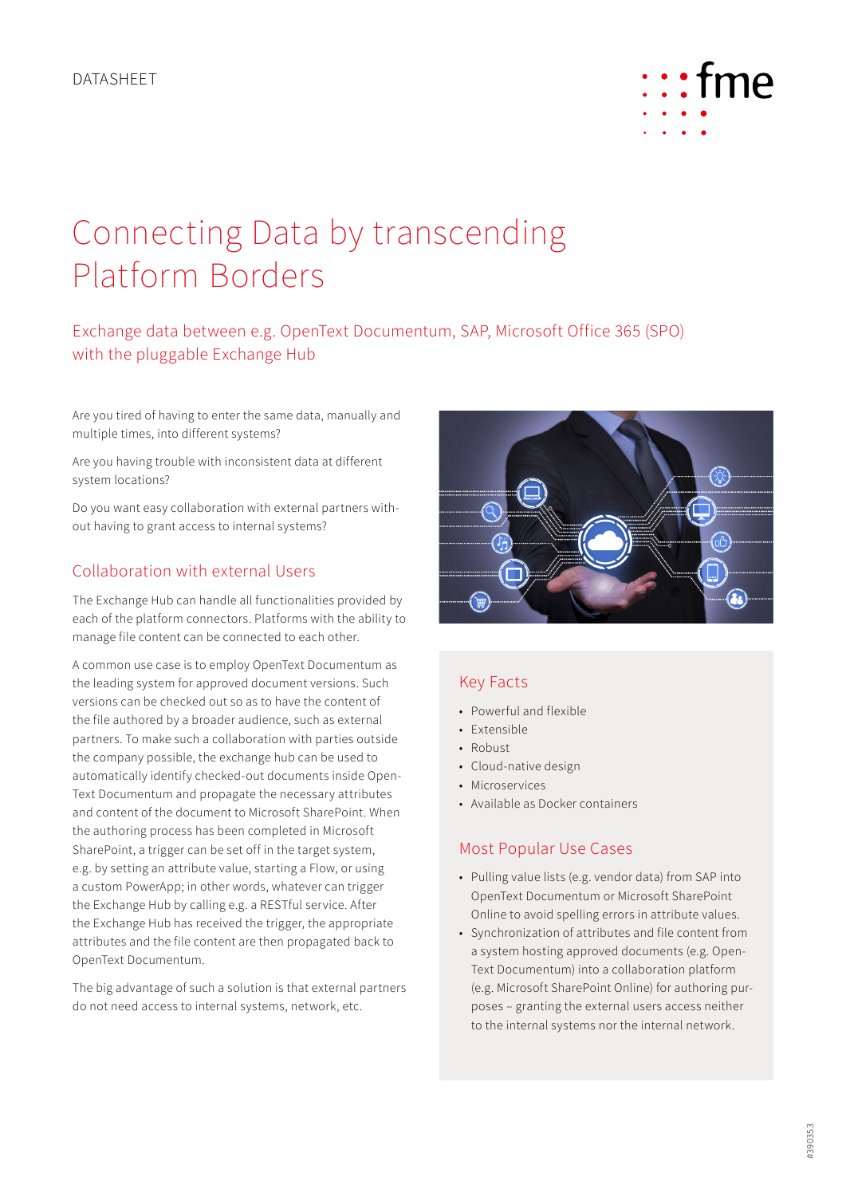DATASHEET

# Connecting Data by transcending Platform Borders

## Exchange data between e.g. OpenText Documentum, SAP, Microsoft Office 365 (SPO) with the pluggable Exchange Hub

Are you tired of having to enter the same data, manually and multiple times, into different systems?

Are you having trouble with inconsistent data at different system locations?

Do you want easy collaboration with external partners without having to grant access to internal systems?

### Collaboration with external Users

The Exchange Hub can handle all functionalities provided by each of the platform connectors. Platforms with the ability to manage file content can be connected to each other.

A common use case is to employ OpenText Documentum as the leading system for approved document versions. Such versions can be checked out so as to have the content of the file authored by a broader audience, such as external partners. To make such a collaboration with parties outside the company possible, the exchange hub can be used to automatically identify checked-out documents inside OpenText Documentum and propagate the necessary attributes and content of the document to Microsoft SharePoint. When the authoring process has been completed in Microsoft SharePoint, a trigger can be set off in the target system, e.g. by setting an attribute value, starting a Flow, or using a custom PowerApp; in other words, whatever can trigger the Exchange Hub by calling e.g. a RESTful service. After the Exchange Hub has received the trigger, the appropriate attributes and the file content are then propagated back to OpenText Documentum.

The big advantage of such a solution is that external partners do not need access to internal systems, network, etc.

### Key Facts

- Powerful and flexible
- Extensible
- Robust
- Cloud-native design
- Microservices
- Available as Docker containers

### Most Popular Use Cases

- Pulling value lists (e.g. vendor data) from SAP into OpenText Documentum or Microsoft SharePoint Online to avoid spelling errors in attribute values.
- Synchronization of attributes and file content from a system hosting approved documents (e.g. OpenText Documentum) into a collaboration platform (e.g. Microsoft SharePoint Online) for authoring purposes – granting the external users access neither to the internal systems nor the internal network.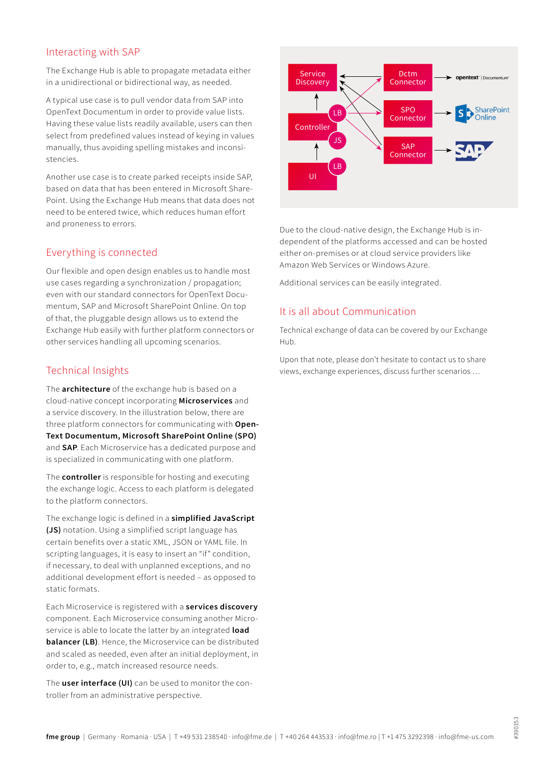## Interacting with SAP

The Exchange Hub is able to propagate metadata either in a unidirectional or bidirectional way, as needed.

A typical use case is to pull vendor data from SAP into OpenText Documentum in order to provide value lists. Having these value lists readily available, users can then select from predefined values instead of keying in values manually, thus avoiding spelling mistakes and inconsistencies.

Another use case is to create parked receipts inside SAP, based on data that has been entered in Microsoft SharePoint. Using the Exchange Hub means that data does not need to be entered twice, which reduces human effort and proneness to errors.

## Everything is connected

Our flexible and open design enables us to handle most use cases regarding a synchronization / propagation; even with our standard connectors for OpenText Documentum, SAP and Microsoft SharePoint Online. On top of that, the pluggable design allows us to extend the Exchange Hub easily with further platform connectors or other services handling all upcoming scenarios.

## Technical Insights

The **architecture** of the exchange hub is based on a cloud-native concept incorporating **Microservices** and a service discovery. In the illustration below, there are three platform connectors for communicating with **OpenText Documentum, Microsoft SharePoint Online (SPO)** and **SAP**. Each Microservice has a dedicated purpose and is specialized in communicating with one platform.

The **controller** is responsible for hosting and executing the exchange logic. Access to each platform is delegated to the platform connectors.

The exchange logic is defined in a **simplified JavaScript (JS)** notation. Using a simplified script language has certain benefits over a static XML, JSON or YAML file. In scripting languages, it is easy to insert an "if" condition, if necessary, to deal with unplanned exceptions, and no additional development effort is needed – as opposed to static formats.

Each Microservice is registered with a **services discovery** component. Each Microservice consuming another Microservice is able to locate the latter by an integrated **load balancer (LB)**. Hence, the Microservice can be distributed and scaled as needed, even after an initial deployment, in order to, e.g., match increased resource needs.

The **user interface (UI)** can be used to monitor the controller from an administrative perspective.

Service Discovery
Controller
UI
LB
JS
LB
Dctm Connector
SPO Connector
SAP Connector
opentext | Documentum
SharePoint Online
SAP

Due to the cloud-native design, the Exchange Hub is independent of the platforms accessed and can be hosted either on-premises or at cloud service providers like Amazon Web Services or Windows Azure.

Additional services can be easily integrated.

## It is all about Communication

Technical exchange of data can be covered by our Exchange Hub.

Upon that note, please don't hesitate to contact us to share views, exchange experiences, discuss further scenarios …

**fme group** | Germany · Romania · USA | T +49 531 238540 · info@fme.de | T +40 264 443533 · info@fme.ro | T +1 475 3292398 · info@fme-us.com

#390353